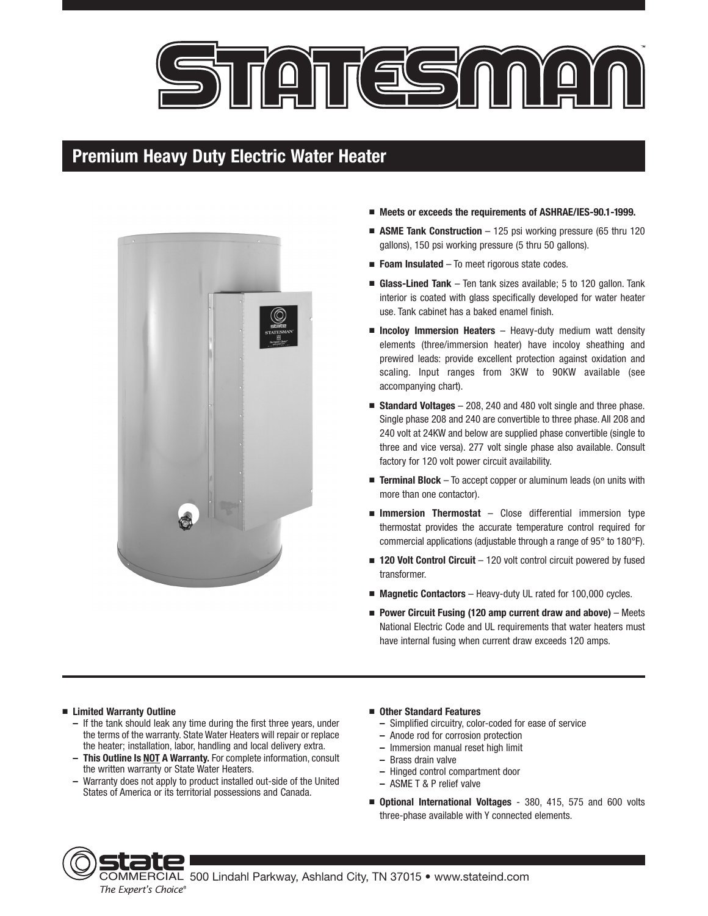# STATESMAN™

## Premium Heavy Duty Electric Water Heater

- **Meets or exceeds the requirements of ASHRAE/IES-90.1-1999.**
- **ASME Tank Construction** – 125 psi working pressure (65 thru 120 gallons), 150 psi working pressure (5 thru 50 gallons).
- **Foam Insulated** – To meet rigorous state codes.
- **Glass-Lined Tank** – Ten tank sizes available; 5 to 120 gallon. Tank interior is coated with glass specifically developed for water heater use. Tank cabinet has a baked enamel finish.
- **Incoloy Immersion Heaters** – Heavy-duty medium watt density elements (three/immersion heater) have incoloy sheathing and prewired leads: provide excellent protection against oxidation and scaling. Input ranges from 3KW to 90KW available (see accompanying chart).
- **Standard Voltages** – 208, 240 and 480 volt single and three phase. Single phase 208 and 240 are convertible to three phase. All 208 and 240 volt at 24KW and below are supplied phase convertible (single to three and vice versa). 277 volt single phase also available. Consult factory for 120 volt power circuit availability.
- **Terminal Block** – To accept copper or aluminum leads (on units with more than one contactor).
- **Immersion Thermostat** – Close differential immersion type thermostat provides the accurate temperature control required for commercial applications (adjustable through a range of 95° to 180°F).
- **120 Volt Control Circuit** – 120 volt control circuit powered by fused transformer.
- **Magnetic Contactors** – Heavy-duty UL rated for 100,000 cycles.
- **Power Circuit Fusing (120 amp current draw and above)** – Meets National Electric Code and UL requirements that water heaters must have internal fusing when current draw exceeds 120 amps.

---

- **Limited Warranty Outline**
  - If the tank should leak any time during the first three years, under the terms of the warranty. State Water Heaters will repair or replace the heater; installation, labor, handling and local delivery extra.
  - **This Outline Is NOT A Warranty.** For complete information, consult the written warranty or State Water Heaters.
  - Warranty does not apply to product installed out-side of the United States of America or its territorial possessions and Canada.

- **Other Standard Features**
  - Simplified circuitry, color-coded for ease of service
  - Anode rod for corrosion protection
  - Immersion manual reset high limit
  - Brass drain valve
  - Hinged control compartment door
  - ASME T & P relief valve
- **Optional International Voltages** - 380, 415, 575 and 600 volts three-phase available with Y connected elements.

state COMMERCIAL 500 Lindahl Parkway, Ashland City, TN 37015 • www.stateind.com

*The Expert's Choice®*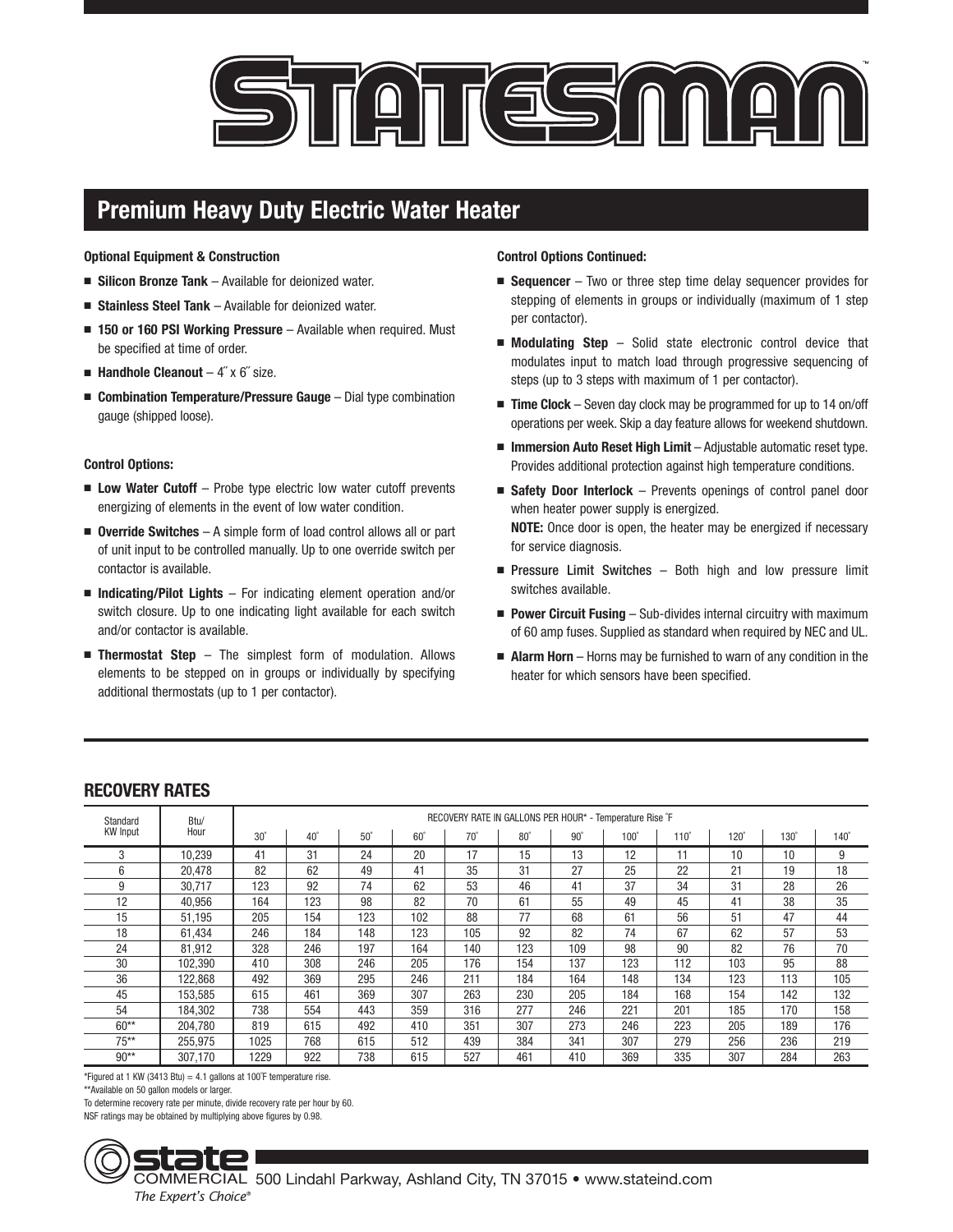# STATESMAN™

## Premium Heavy Duty Electric Water Heater

**Optional Equipment & Construction**

- **Silicon Bronze Tank** – Available for deionized water.
- **Stainless Steel Tank** – Available for deionized water.
- **150 or 160 PSI Working Pressure** – Available when required. Must be specified at time of order.
- **Handhole Cleanout** – 4˝ x 6˝ size.
- **Combination Temperature/Pressure Gauge** – Dial type combination gauge (shipped loose).

**Control Options:**

- **Low Water Cutoff** – Probe type electric low water cutoff prevents energizing of elements in the event of low water condition.
- **Override Switches** – A simple form of load control allows all or part of unit input to be controlled manually. Up to one override switch per contactor is available.
- **Indicating/Pilot Lights** – For indicating element operation and/or switch closure. Up to one indicating light available for each switch and/or contactor is available.
- **Thermostat Step** – The simplest form of modulation. Allows elements to be stepped on in groups or individually by specifying additional thermostats (up to 1 per contactor).

**Control Options Continued:**

- **Sequencer** – Two or three step time delay sequencer provides for stepping of elements in groups or individually (maximum of 1 step per contactor).
- **Modulating Step** – Solid state electronic control device that modulates input to match load through progressive sequencing of steps (up to 3 steps with maximum of 1 per contactor).
- **Time Clock** – Seven day clock may be programmed for up to 14 on/off operations per week. Skip a day feature allows for weekend shutdown.
- **Immersion Auto Reset High Limit** – Adjustable automatic reset type. Provides additional protection against high temperature conditions.
- **Safety Door Interlock** – Prevents openings of control panel door when heater power supply is energized.
  **NOTE:** Once door is open, the heater may be energized if necessary for service diagnosis.
- **Pressure Limit Switches** – Both high and low pressure limit switches available.
- **Power Circuit Fusing** – Sub-divides internal circuitry with maximum of 60 amp fuses. Supplied as standard when required by NEC and UL.
- **Alarm Horn** – Horns may be furnished to warn of any condition in the heater for which sensors have been specified.

## RECOVERY RATES

| Standard KW Input | Btu/ Hour | RECOVERY RATE IN GALLONS PER HOUR* - Temperature Rise ˚F | | | | | | | | | | | |
|---|---|---|---|---|---|---|---|---|---|---|---|---|---|
| | | 30˚ | 40˚ | 50˚ | 60˚ | 70˚ | 80˚ | 90˚ | 100˚ | 110˚ | 120˚ | 130˚ | 140˚ |
| 3 | 10,239 | 41 | 31 | 24 | 20 | 17 | 15 | 13 | 12 | 11 | 10 | 10 | 9 |
| 6 | 20,478 | 82 | 62 | 49 | 41 | 35 | 31 | 27 | 25 | 22 | 21 | 19 | 18 |
| 9 | 30,717 | 123 | 92 | 74 | 62 | 53 | 46 | 41 | 37 | 34 | 31 | 28 | 26 |
| 12 | 40,956 | 164 | 123 | 98 | 82 | 70 | 61 | 55 | 49 | 45 | 41 | 38 | 35 |
| 15 | 51,195 | 205 | 154 | 123 | 102 | 88 | 77 | 68 | 61 | 56 | 51 | 47 | 44 |
| 18 | 61,434 | 246 | 184 | 148 | 123 | 105 | 92 | 82 | 74 | 67 | 62 | 57 | 53 |
| 24 | 81,912 | 328 | 246 | 197 | 164 | 140 | 123 | 109 | 98 | 90 | 82 | 76 | 70 |
| 30 | 102,390 | 410 | 308 | 246 | 205 | 176 | 154 | 137 | 123 | 112 | 103 | 95 | 88 |
| 36 | 122,868 | 492 | 369 | 295 | 246 | 211 | 184 | 164 | 148 | 134 | 123 | 113 | 105 |
| 45 | 153,585 | 615 | 461 | 369 | 307 | 263 | 230 | 205 | 184 | 168 | 154 | 142 | 132 |
| 54 | 184,302 | 738 | 554 | 443 | 359 | 316 | 277 | 246 | 221 | 201 | 185 | 170 | 158 |
| 60** | 204,780 | 819 | 615 | 492 | 410 | 351 | 307 | 273 | 246 | 223 | 205 | 189 | 176 |
| 75** | 255,975 | 1025 | 768 | 615 | 512 | 439 | 384 | 341 | 307 | 279 | 256 | 236 | 219 |
| 90** | 307,170 | 1229 | 922 | 738 | 615 | 527 | 461 | 410 | 369 | 335 | 307 | 284 | 263 |

*Figured at 1 KW (3413 Btu) = 4.1 gallons at 100˚F temperature rise.

**Available on 50 gallon models or larger.

To determine recovery rate per minute, divide recovery rate per hour by 60.

NSF ratings may be obtained by multiplying above figures by 0.98.

state COMMERCIAL 500 Lindahl Parkway, Ashland City, TN 37015 • www.stateind.com

*The Expert's Choice®*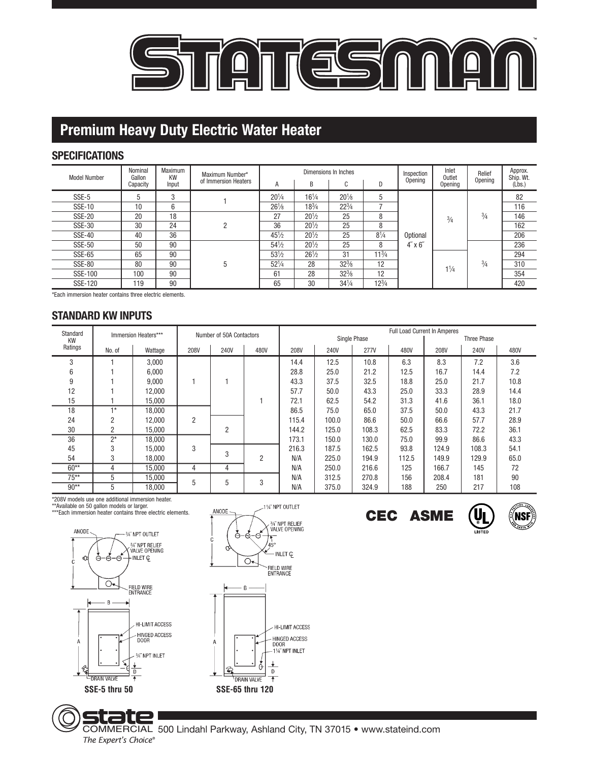# STATESMAN™

## Premium Heavy Duty Electric Water Heater

### SPECIFICATIONS

| Model Number | Nominal Gallon Capacity | Maximum KW Input | Maximum Number* of Immersion Heaters | Dimensions In Inches | | | | Inspection Opening | Inlet Outlet Opening | Relief Opening | Approx. Ship. Wt. (Lbs.) |
|---|---|---|---|---|---|---|---|---|---|---|---|
| | | | | A | B | C | D | | | | |
| SSE-5 | 5 | 3 | 1 | 20¼ | 16¼ | 20⅛ | 5 | Optional 4″ x 6″ | ¾ | ¾ | 82 |
| SSE-10 | 10 | 6 | | 26⅛ | 18¾ | 22¾ | 7 | | | | 116 |
| SSE-20 | 20 | 18 | 2 | 27 | 20½ | 25 | 8 | | | | 146 |
| SSE-30 | 30 | 24 | | 36 | 20½ | 25 | 8 | | | | 162 |
| SSE-40 | 40 | 36 | | 45½ | 20½ | 25 | 8¼ | | | | 206 |
| SSE-50 | 50 | 90 | 5 | 54½ | 20½ | 25 | 8 | | | ¾ | 236 |
| SSE-65 | 65 | 90 | | 53½ | 26½ | 31 | 11¾ | | 1¼ | | 294 |
| SSE-80 | 80 | 90 | | 52¼ | 28 | 32⅜ | 12 | | | | 310 |
| SSE-100 | 100 | 90 | | 61 | 28 | 32⅜ | 12 | | | | 354 |
| SSE-120 | 119 | 90 | | 65 | 30 | 34¼ | 12¾ | | | | 420 |

*Each immersion heater contains three electric elements.

### STANDARD KW INPUTS

| Standard KW Ratings | Immersion Heaters*** | | Number of 50A Contactors | | | Full Load Current In Amperes | | | | | | |
|---|---|---|---|---|---|---|---|---|---|---|---|---|
| | | | | | | Single Phase | | | | Three Phase | | |
| | No. of | Wattage | 208V | 240V | 480V | 208V | 240V | 277V | 480V | 208V | 240V | 480V |
| 3 | 1 | 3,000 | 1 | 1 | 1 | 14.4 | 12.5 | 10.8 | 6.3 | 8.3 | 7.2 | 3.6 |
| 6 | 1 | 6,000 | | | | 28.8 | 25.0 | 21.2 | 12.5 | 16.7 | 14.4 | 7.2 |
| 9 | 1 | 9,000 | | | | 43.3 | 37.5 | 32.5 | 18.8 | 25.0 | 21.7 | 10.8 |
| 12 | 1 | 12,000 | | | | 57.7 | 50.0 | 43.3 | 25.0 | 33.3 | 28.9 | 14.4 |
| 15 | 1 | 15,000 | | | | 72.1 | 62.5 | 54.2 | 31.3 | 41.6 | 36.1 | 18.0 |
| 18 | 1* | 18,000 | 2 | | | 86.5 | 75.0 | 65.0 | 37.5 | 50.0 | 43.3 | 21.7 |
| 24 | 2 | 12,000 | | 2 | | 115.4 | 100.0 | 86.6 | 50.0 | 66.6 | 57.7 | 28.9 |
| 30 | 2 | 15,000 | | | | 144.2 | 125.0 | 108.3 | 62.5 | 83.3 | 72.2 | 36.1 |
| 36 | 2* | 18,000 | 3 | | | 173.1 | 150.0 | 130.0 | 75.0 | 99.9 | 86.6 | 43.3 |
| 45 | 3 | 15,000 | | 3 | 2 | 216.3 | 187.5 | 162.5 | 93.8 | 124.9 | 108.3 | 54.1 |
| 54 | 3 | 18,000 | | | | N/A | 225.0 | 194.9 | 112.5 | 149.9 | 129.9 | 65.0 |
| 60** | 4 | 15,000 | 4 | 4 | | N/A | 250.0 | 216.6 | 125 | 166.7 | 145 | 72 |
| 75** | 5 | 15,000 | 5 | 5 | 3 | N/A | 312.5 | 270.8 | 156 | 208.4 | 181 | 90 |
| 90** | 5 | 18,000 | | | | N/A | 375.0 | 324.9 | 188 | 250 | 217 | 108 |

*208V models use one additional immersion heater.
**Available on 50 gallon models or larger.
***Each immersion heater contains three electric elements.

ANODE, ¾″ NPT OUTLET, ¾″ NPT RELIEF VALVE OPENING, INLET ℄, FIELD WIRE ENTRANCE, HI-LIMIT ACCESS, HINGED ACCESS DOOR, ¾″ NPT INLET, DRAIN VALVE

**SSE-5 thru 50**

ANODE, 1¼″ NPT OUTLET, ¾″ NPT RELIEF VALVE OPENING, 45°, INLET ℄, FIELD WIRE ENTRANCE, HI-LIMIT ACCESS, HINGED ACCESS DOOR, 1¼″ NPT INLET, DRAIN VALVE

**SSE-65 thru 120**

CEC ASME UL LISTED NSF

**state** COMMERCIAL 500 Lindahl Parkway, Ashland City, TN 37015 • www.stateind.com

*The Expert's Choice®*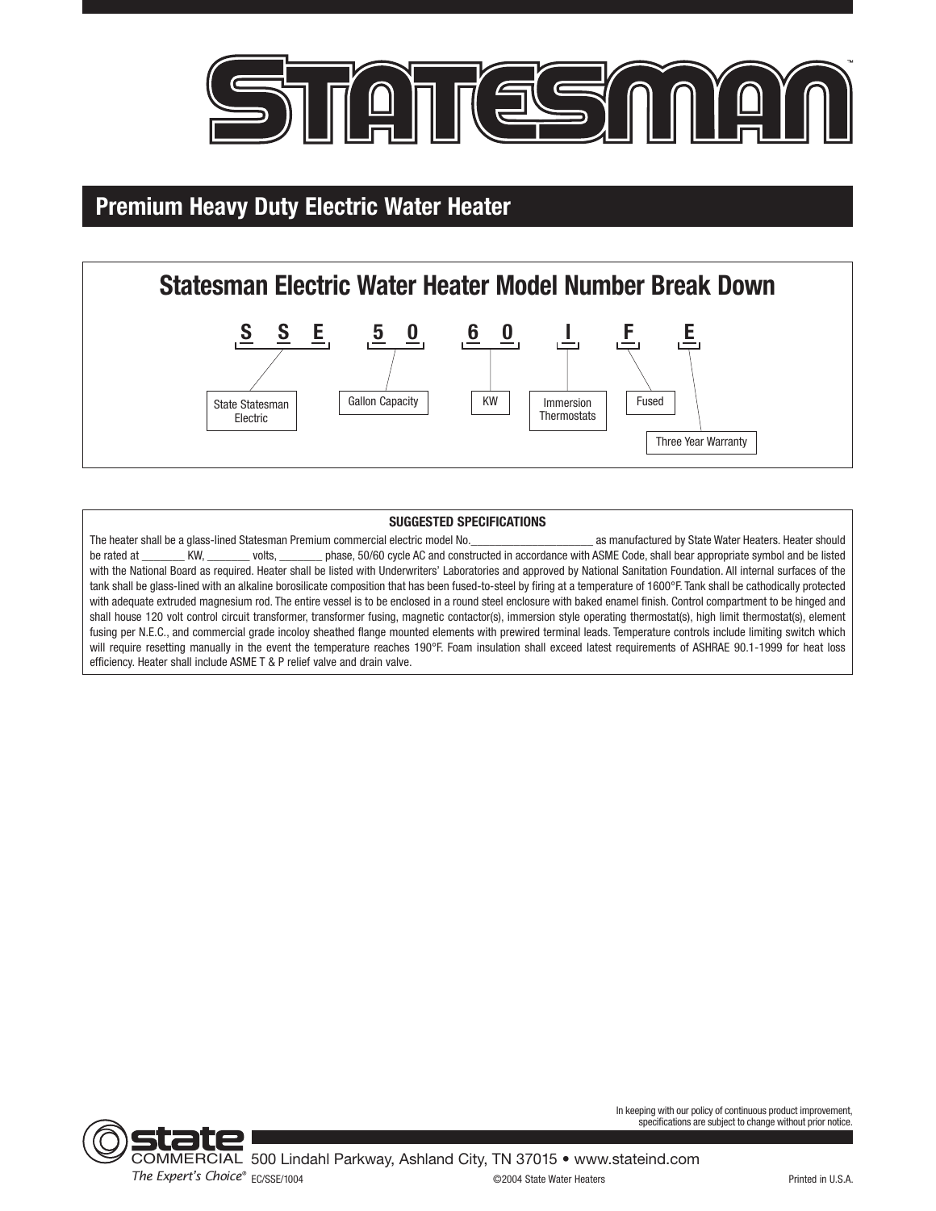# STATESMAN™

## Premium Heavy Duty Electric Water Heater

### Statesman Electric Water Heater Model Number Break Down

**S S E 5 0 6 0 I F E**

- S S E — State Statesman Electric
- 5 0 — Gallon Capacity
- 6 0 — KW
- I — Immersion Thermostats
- F — Fused
- E — Three Year Warranty

**SUGGESTED SPECIFICATIONS**

The heater shall be a glass-lined Statesman Premium commercial electric model No.\_\_\_\_\_\_\_\_\_\_\_\_\_\_\_\_\_\_\_\_\_ as manufactured by State Water Heaters. Heater should be rated at \_\_\_\_\_\_\_ KW, \_\_\_\_\_\_\_ volts, \_\_\_\_\_\_\_ phase, 50/60 cycle AC and constructed in accordance with ASME Code, shall bear appropriate symbol and be listed with the National Board as required. Heater shall be listed with Underwriters' Laboratories and approved by National Sanitation Foundation. All internal surfaces of the tank shall be glass-lined with an alkaline borosilicate composition that has been fused-to-steel by firing at a temperature of 1600°F. Tank shall be cathodically protected with adequate extruded magnesium rod. The entire vessel is to be enclosed in a round steel enclosure with baked enamel finish. Control compartment to be hinged and shall house 120 volt control circuit transformer, transformer fusing, magnetic contactor(s), immersion style operating thermostat(s), high limit thermostat(s), element fusing per N.E.C., and commercial grade incoloy sheathed flange mounted elements with prewired terminal leads. Temperature controls include limiting switch which will require resetting manually in the event the temperature reaches 190°F. Foam insulation shall exceed latest requirements of ASHRAE 90.1-1999 for heat loss efficiency. Heater shall include ASME T & P relief valve and drain valve.

In keeping with our policy of continuous product improvement, specifications are subject to change without prior notice.

state COMMERCIAL — *The Expert's Choice®*

500 Lindahl Parkway, Ashland City, TN 37015 • www.stateind.com

EC/SSE/1004 ©2004 State Water Heaters Printed in U.S.A.